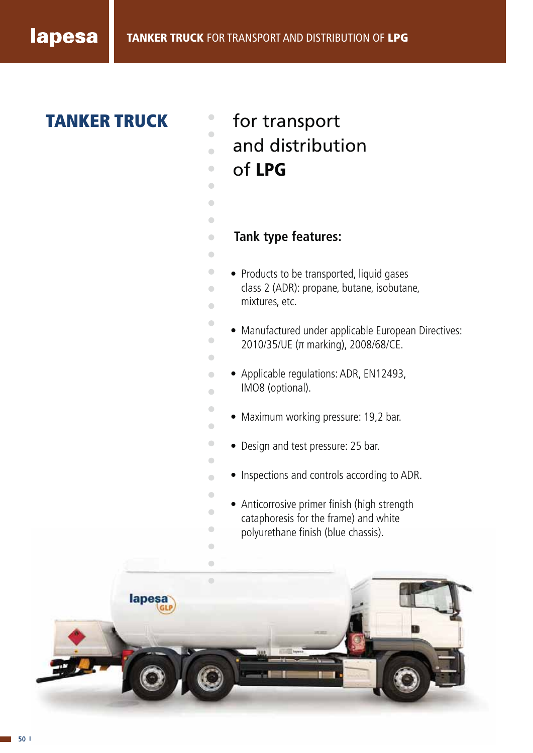# TANKER TRUCK for transport and distribution of LPG

## Tank type features:

- Products to be transported, liquid gases class 2 (ADR): propane, butane, isobutane, mixtures, etc.
- Manufactured under applicable European Directives: 2010/35/UE (π marking), 2008/68/CE.
- Applicable regulations: ADR, EN12493, IMO8 (optional).
- Maximum working pressure: 19,2 bar.
- Design and test pressure: 25 bar.
- Inspections and controls according to ADR.
- Anticorrosive primer finish (high strength cataphoresis for the frame) and white polyurethane finish (blue chassis).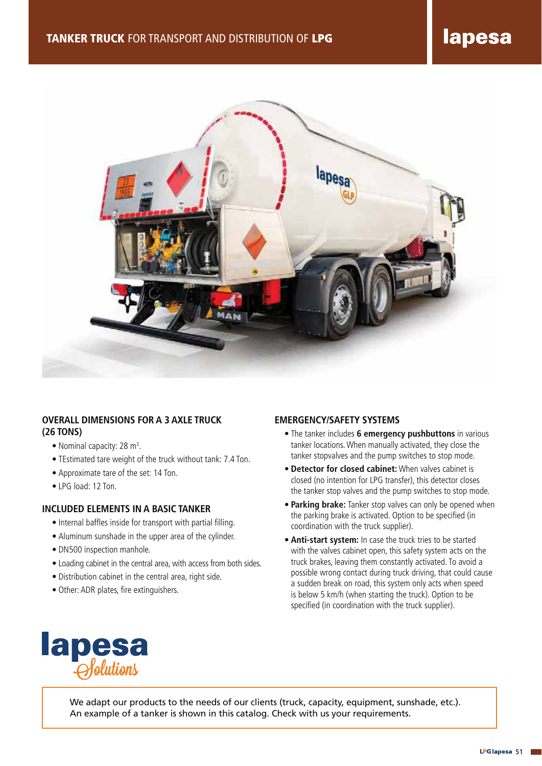# TANKER TRUCK FOR TRANSPORT AND DISTRIBUTION OF LPG

## OVERALL DIMENSIONS FOR A 3 AXLE TRUCK (26 TONS)

- Nominal capacity: 28 $m^3$.
- TEstimated tare weight of the truck without tank: 7.4 Ton.
- Approximate tare of the set: 14 Ton.
- LPG load: 12 Ton.

## INCLUDED ELEMENTS IN A BASIC TANKER

- Internal baffles inside for transport with partial filling.
- Aluminum sunshade in the upper area of the cylinder.
- DN500 inspection manhole.
- Loading cabinet in the central area, with access from both sides.
- Distribution cabinet in the central area, right side.
- Other: ADR plates, fire extinguishers.

## EMERGENCY/SAFETY SYSTEMS

- The tanker includes **6 emergency pushbuttons** in various tanker locations. When manually activated, they close the tanker stopvalves and the pump switches to stop mode.
- **Detector for closed cabinet:** When valves cabinet is closed (no intention for LPG transfer), this detector closes the tanker stop valves and the pump switches to stop mode.
- **Parking brake:** Tanker stop valves can only be opened when the parking brake is activated. Option to be specified (in coordination with the truck supplier).
- **Anti-start system:** In case the truck tries to be started with the valves cabinet open, this safety system acts on the truck brakes, leaving them constantly activated. To avoid a possible wrong contact during truck driving, that could cause a sudden break on road, this system only acts when speed is below 5 km/h (when starting the truck). Option to be specified (in coordination with the truck supplier).

**lapesa** *Solutions*

We adapt our products to the needs of our clients (truck, capacity, equipment, sunshade, etc.).
An example of a tanker is shown in this catalog. Check with us your requirements.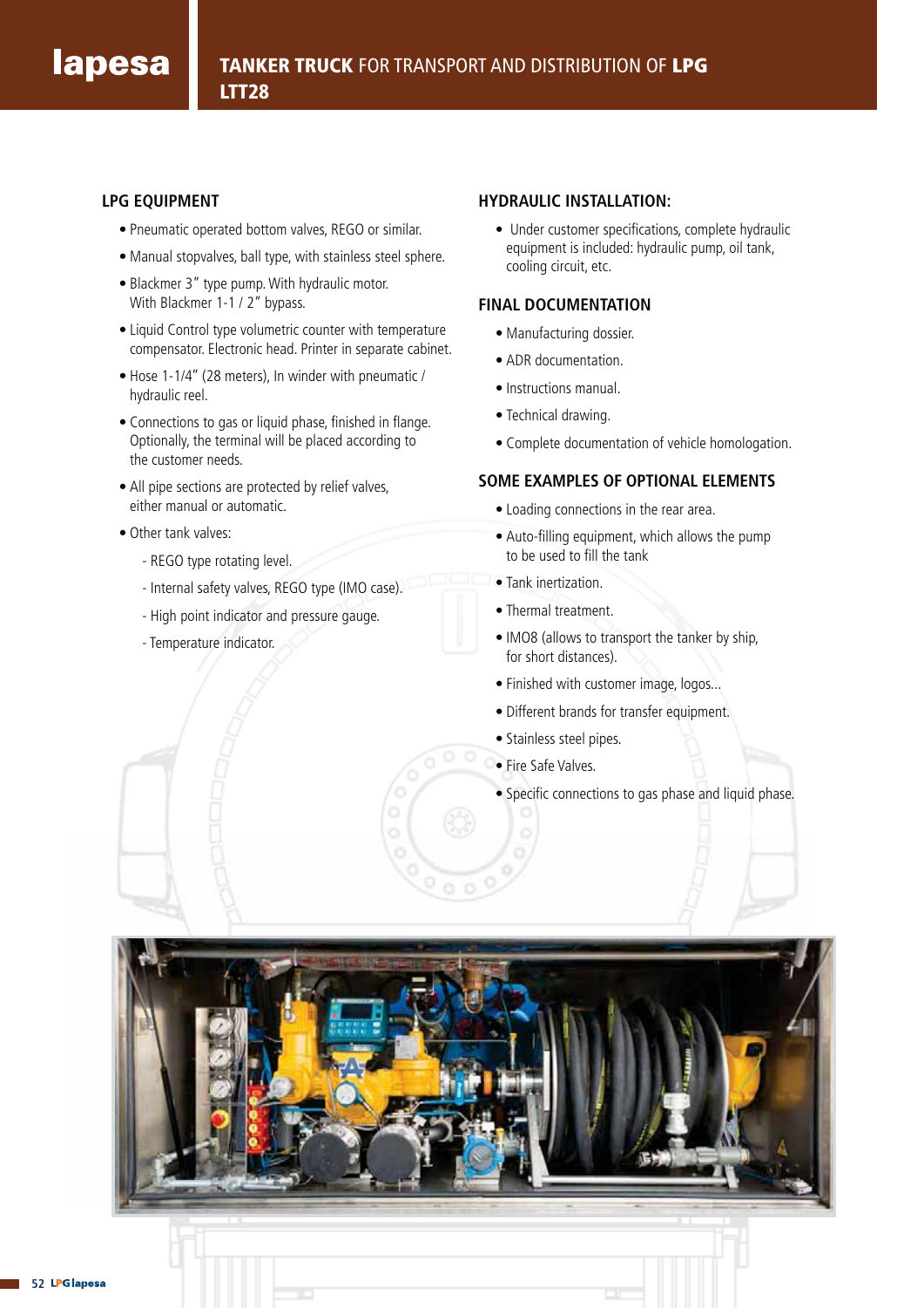# TANKER TRUCK FOR TRANSPORT AND DISTRIBUTION OF LPG LTT28

## LPG EQUIPMENT

- Pneumatic operated bottom valves, REGO or similar.
- Manual stopvalves, ball type, with stainless steel sphere.
- Blackmer 3" type pump. With hydraulic motor. With Blackmer 1-1 / 2" bypass.
- Liquid Control type volumetric counter with temperature compensator. Electronic head. Printer in separate cabinet.
- Hose 1-1/4" (28 meters), In winder with pneumatic / hydraulic reel.
- Connections to gas or liquid phase, finished in flange. Optionally, the terminal will be placed according to the customer needs.
- All pipe sections are protected by relief valves, either manual or automatic.
- Other tank valves:
  - REGO type rotating level.
  - Internal safety valves, REGO type (IMO case).
  - High point indicator and pressure gauge.
  - Temperature indicator.

## HYDRAULIC INSTALLATION:

- Under customer specifications, complete hydraulic equipment is included: hydraulic pump, oil tank, cooling circuit, etc.

## FINAL DOCUMENTATION

- Manufacturing dossier.
- ADR documentation.
- Instructions manual.
- Technical drawing.
- Complete documentation of vehicle homologation.

## SOME EXAMPLES OF OPTIONAL ELEMENTS

- Loading connections in the rear area.
- Auto-filling equipment, which allows the pump to be used to fill the tank
- Tank inertization.
- Thermal treatment.
- IMO8 (allows to transport the tanker by ship, for short distances).
- Finished with customer image, logos...
- Different brands for transfer equipment.
- Stainless steel pipes.
- Fire Safe Valves.
- Specific connections to gas phase and liquid phase.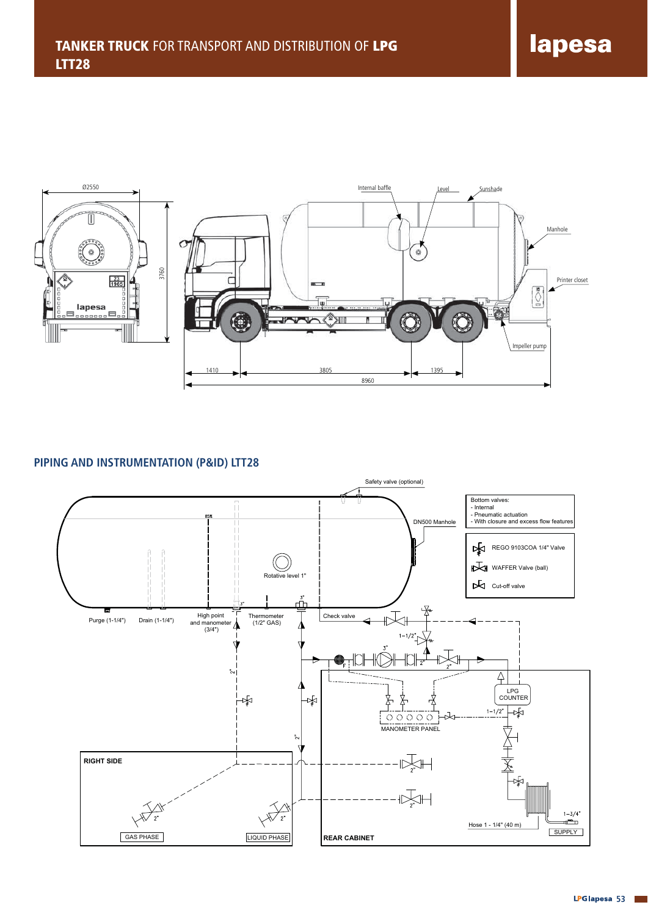# TANKER TRUCK FOR TRANSPORT AND DISTRIBUTION OF LPG
# LTT28

lapesa

Ø2550

3760

Internal baffle

Level

Sunshade

Manhole

Printer closet

Impeller pump

1410

3805

1395

8960

## PIPING AND INSTRUMENTATION (P&ID) LTT28

Safety valve (optional)

DN500 Manhole

85%

Rotative level 1"

Purge (1-1/4")

Drain (1-1/4")

High point and manometer (3/4")

Thermometer (1/2" GAS)

Check valve

Bottom valves:
- Internal
- Pneumatic actuation
- With closure and excess flow features

REGO 9103COA 1/4" Valve

WAFFER Valve (ball)

Cut-off valve

MANOMETER PANEL

LPG COUNTER

RIGHT SIDE

GAS PHASE

LIQUID PHASE

REAR CABINET

Hose 1 - 1/4" (40 m)

SUPPLY